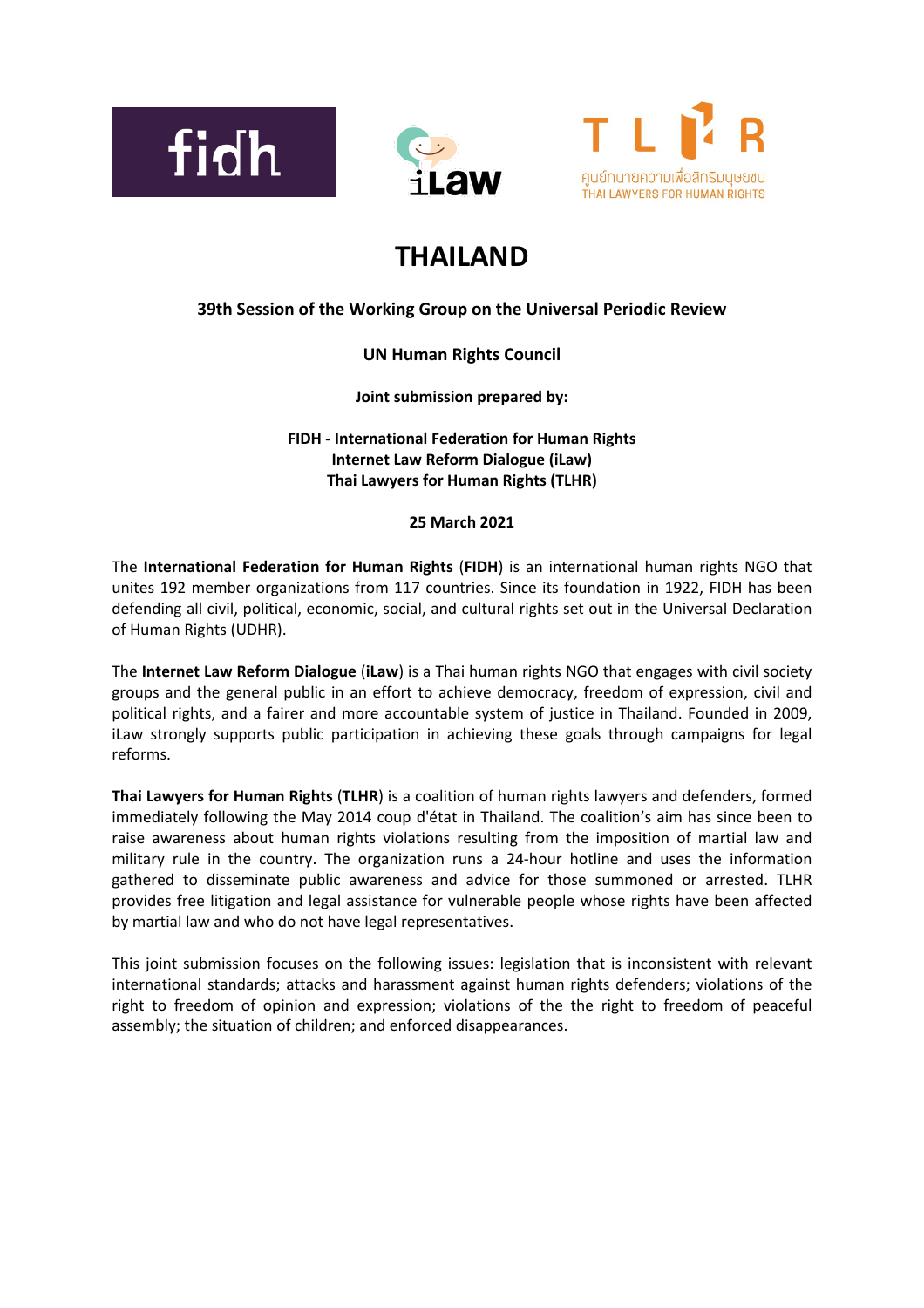# THAILAND

**39th Session of the Working Group on the Universal Periodic Review**

**UN Human Rights Council**

**Joint submission prepared by:**

**FIDH - International Federation for Human Rights**
**Internet Law Reform Dialogue (iLaw)**
**Thai Lawyers for Human Rights (TLHR)**

**25 March 2021**

The **International Federation for Human Rights** (**FIDH**) is an international human rights NGO that unites 192 member organizations from 117 countries. Since its foundation in 1922, FIDH has been defending all civil, political, economic, social, and cultural rights set out in the Universal Declaration of Human Rights (UDHR).

The **Internet Law Reform Dialogue** (**iLaw**) is a Thai human rights NGO that engages with civil society groups and the general public in an effort to achieve democracy, freedom of expression, civil and political rights, and a fairer and more accountable system of justice in Thailand. Founded in 2009, iLaw strongly supports public participation in achieving these goals through campaigns for legal reforms.

**Thai Lawyers for Human Rights** (**TLHR**) is a coalition of human rights lawyers and defenders, formed immediately following the May 2014 coup d'état in Thailand. The coalition's aim has since been to raise awareness about human rights violations resulting from the imposition of martial law and military rule in the country. The organization runs a 24-hour hotline and uses the information gathered to disseminate public awareness and advice for those summoned or arrested. TLHR provides free litigation and legal assistance for vulnerable people whose rights have been affected by martial law and who do not have legal representatives.

This joint submission focuses on the following issues: legislation that is inconsistent with relevant international standards; attacks and harassment against human rights defenders; violations of the right to freedom of opinion and expression; violations of the the right to freedom of peaceful assembly; the situation of children; and enforced disappearances.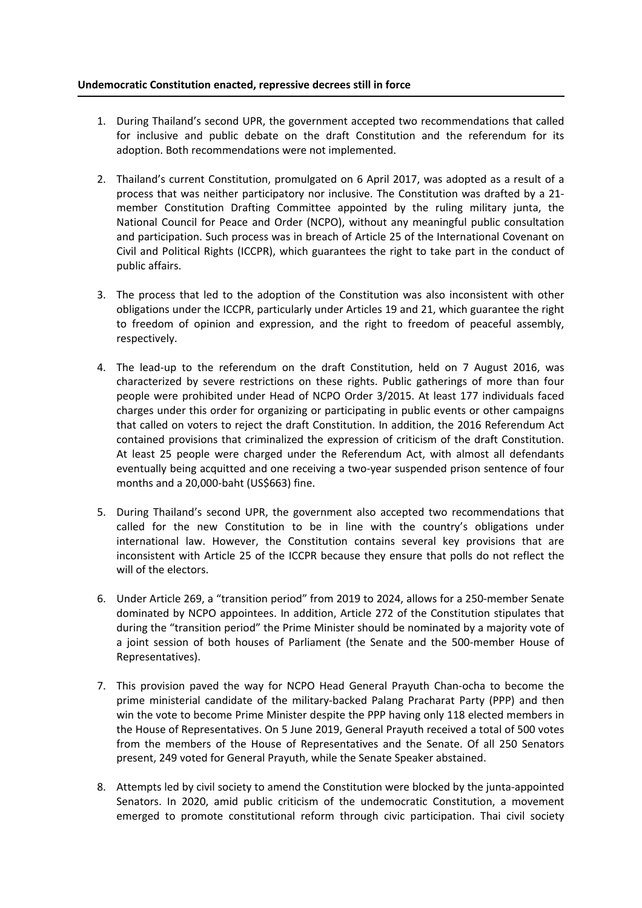**Undemocratic Constitution enacted, repressive decrees still in force**

1. During Thailand's second UPR, the government accepted two recommendations that called for inclusive and public debate on the draft Constitution and the referendum for its adoption. Both recommendations were not implemented.

2. Thailand's current Constitution, promulgated on 6 April 2017, was adopted as a result of a process that was neither participatory nor inclusive. The Constitution was drafted by a 21-member Constitution Drafting Committee appointed by the ruling military junta, the National Council for Peace and Order (NCPO), without any meaningful public consultation and participation. Such process was in breach of Article 25 of the International Covenant on Civil and Political Rights (ICCPR), which guarantees the right to take part in the conduct of public affairs.

3. The process that led to the adoption of the Constitution was also inconsistent with other obligations under the ICCPR, particularly under Articles 19 and 21, which guarantee the right to freedom of opinion and expression, and the right to freedom of peaceful assembly, respectively.

4. The lead-up to the referendum on the draft Constitution, held on 7 August 2016, was characterized by severe restrictions on these rights. Public gatherings of more than four people were prohibited under Head of NCPO Order 3/2015. At least 177 individuals faced charges under this order for organizing or participating in public events or other campaigns that called on voters to reject the draft Constitution. In addition, the 2016 Referendum Act contained provisions that criminalized the expression of criticism of the draft Constitution. At least 25 people were charged under the Referendum Act, with almost all defendants eventually being acquitted and one receiving a two-year suspended prison sentence of four months and a 20,000-baht (US$663) fine.

5. During Thailand's second UPR, the government also accepted two recommendations that called for the new Constitution to be in line with the country's obligations under international law. However, the Constitution contains several key provisions that are inconsistent with Article 25 of the ICCPR because they ensure that polls do not reflect the will of the electors.

6. Under Article 269, a "transition period" from 2019 to 2024, allows for a 250-member Senate dominated by NCPO appointees. In addition, Article 272 of the Constitution stipulates that during the "transition period" the Prime Minister should be nominated by a majority vote of a joint session of both houses of Parliament (the Senate and the 500-member House of Representatives).

7. This provision paved the way for NCPO Head General Prayuth Chan-ocha to become the prime ministerial candidate of the military-backed Palang Pracharat Party (PPP) and then win the vote to become Prime Minister despite the PPP having only 118 elected members in the House of Representatives. On 5 June 2019, General Prayuth received a total of 500 votes from the members of the House of Representatives and the Senate. Of all 250 Senators present, 249 voted for General Prayuth, while the Senate Speaker abstained.

8. Attempts led by civil society to amend the Constitution were blocked by the junta-appointed Senators. In 2020, amid public criticism of the undemocratic Constitution, a movement emerged to promote constitutional reform through civic participation. Thai civil society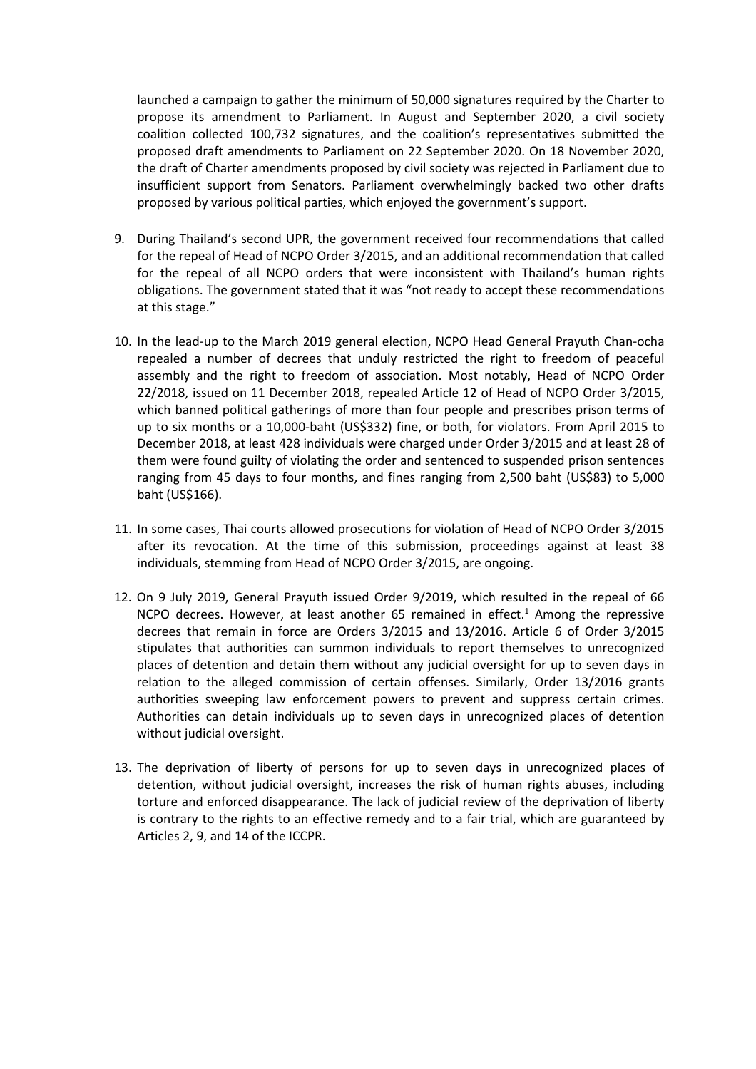launched a campaign to gather the minimum of 50,000 signatures required by the Charter to propose its amendment to Parliament. In August and September 2020, a civil society coalition collected 100,732 signatures, and the coalition's representatives submitted the proposed draft amendments to Parliament on 22 September 2020. On 18 November 2020, the draft of Charter amendments proposed by civil society was rejected in Parliament due to insufficient support from Senators. Parliament overwhelmingly backed two other drafts proposed by various political parties, which enjoyed the government's support.

9. During Thailand's second UPR, the government received four recommendations that called for the repeal of Head of NCPO Order 3/2015, and an additional recommendation that called for the repeal of all NCPO orders that were inconsistent with Thailand's human rights obligations. The government stated that it was "not ready to accept these recommendations at this stage."

10. In the lead-up to the March 2019 general election, NCPO Head General Prayuth Chan-ocha repealed a number of decrees that unduly restricted the right to freedom of peaceful assembly and the right to freedom of association. Most notably, Head of NCPO Order 22/2018, issued on 11 December 2018, repealed Article 12 of Head of NCPO Order 3/2015, which banned political gatherings of more than four people and prescribes prison terms of up to six months or a 10,000-baht (US$332) fine, or both, for violators. From April 2015 to December 2018, at least 428 individuals were charged under Order 3/2015 and at least 28 of them were found guilty of violating the order and sentenced to suspended prison sentences ranging from 45 days to four months, and fines ranging from 2,500 baht (US$83) to 5,000 baht (US$166).

11. In some cases, Thai courts allowed prosecutions for violation of Head of NCPO Order 3/2015 after its revocation. At the time of this submission, proceedings against at least 38 individuals, stemming from Head of NCPO Order 3/2015, are ongoing.

12. On 9 July 2019, General Prayuth issued Order 9/2019, which resulted in the repeal of 66 NCPO decrees. However, at least another 65 remained in effect.[1] Among the repressive decrees that remain in force are Orders 3/2015 and 13/2016. Article 6 of Order 3/2015 stipulates that authorities can summon individuals to report themselves to unrecognized places of detention and detain them without any judicial oversight for up to seven days in relation to the alleged commission of certain offenses. Similarly, Order 13/2016 grants authorities sweeping law enforcement powers to prevent and suppress certain crimes. Authorities can detain individuals up to seven days in unrecognized places of detention without judicial oversight.

13. The deprivation of liberty of persons for up to seven days in unrecognized places of detention, without judicial oversight, increases the risk of human rights abuses, including torture and enforced disappearance. The lack of judicial review of the deprivation of liberty is contrary to the rights to an effective remedy and to a fair trial, which are guaranteed by Articles 2, 9, and 14 of the ICCPR.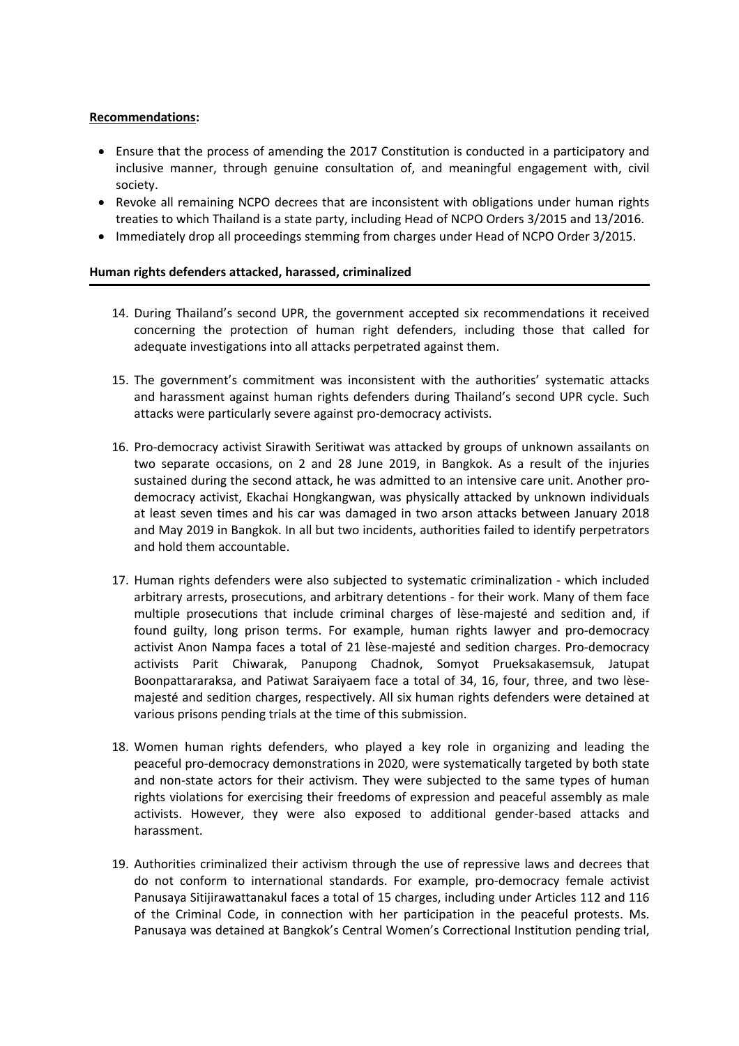**Recommendations:**

- Ensure that the process of amending the 2017 Constitution is conducted in a participatory and inclusive manner, through genuine consultation of, and meaningful engagement with, civil society.
- Revoke all remaining NCPO decrees that are inconsistent with obligations under human rights treaties to which Thailand is a state party, including Head of NCPO Orders 3/2015 and 13/2016.
- Immediately drop all proceedings stemming from charges under Head of NCPO Order 3/2015.

**Human rights defenders attacked, harassed, criminalized**

14. During Thailand's second UPR, the government accepted six recommendations it received concerning the protection of human right defenders, including those that called for adequate investigations into all attacks perpetrated against them.

15. The government's commitment was inconsistent with the authorities' systematic attacks and harassment against human rights defenders during Thailand's second UPR cycle. Such attacks were particularly severe against pro-democracy activists.

16. Pro-democracy activist Sirawith Seritiwat was attacked by groups of unknown assailants on two separate occasions, on 2 and 28 June 2019, in Bangkok. As a result of the injuries sustained during the second attack, he was admitted to an intensive care unit. Another pro-democracy activist, Ekachai Hongkangwan, was physically attacked by unknown individuals at least seven times and his car was damaged in two arson attacks between January 2018 and May 2019 in Bangkok. In all but two incidents, authorities failed to identify perpetrators and hold them accountable.

17. Human rights defenders were also subjected to systematic criminalization - which included arbitrary arrests, prosecutions, and arbitrary detentions - for their work. Many of them face multiple prosecutions that include criminal charges of lèse-majesté and sedition and, if found guilty, long prison terms. For example, human rights lawyer and pro-democracy activist Anon Nampa faces a total of 21 lèse-majesté and sedition charges. Pro-democracy activists Parit Chiwarak, Panupong Chadnok, Somyot Prueksakasemsuk, Jatupat Boonpattararaksa, and Patiwat Saraiyaem face a total of 34, 16, four, three, and two lèse-majesté and sedition charges, respectively. All six human rights defenders were detained at various prisons pending trials at the time of this submission.

18. Women human rights defenders, who played a key role in organizing and leading the peaceful pro-democracy demonstrations in 2020, were systematically targeted by both state and non-state actors for their activism. They were subjected to the same types of human rights violations for exercising their freedoms of expression and peaceful assembly as male activists. However, they were also exposed to additional gender-based attacks and harassment.

19. Authorities criminalized their activism through the use of repressive laws and decrees that do not conform to international standards. For example, pro-democracy female activist Panusaya Sitijirawattanakul faces a total of 15 charges, including under Articles 112 and 116 of the Criminal Code, in connection with her participation in the peaceful protests. Ms. Panusaya was detained at Bangkok's Central Women's Correctional Institution pending trial,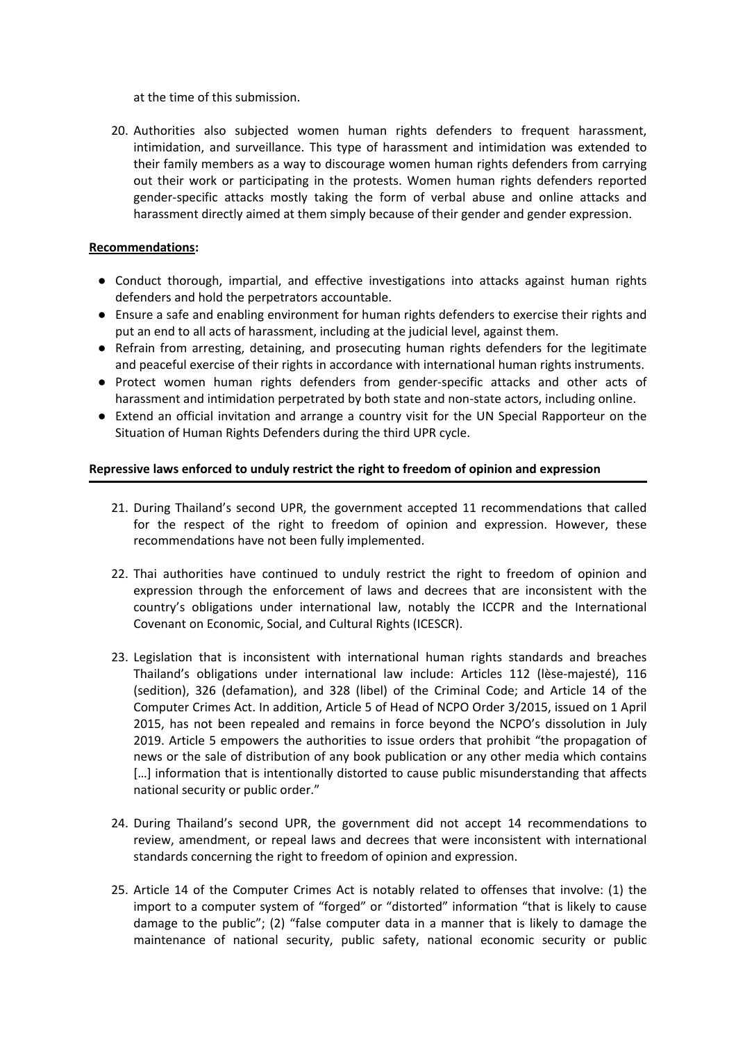at the time of this submission.

20. Authorities also subjected women human rights defenders to frequent harassment, intimidation, and surveillance. This type of harassment and intimidation was extended to their family members as a way to discourage women human rights defenders from carrying out their work or participating in the protests. Women human rights defenders reported gender-specific attacks mostly taking the form of verbal abuse and online attacks and harassment directly aimed at them simply because of their gender and gender expression.

**Recommendations:**

- Conduct thorough, impartial, and effective investigations into attacks against human rights defenders and hold the perpetrators accountable.
- Ensure a safe and enabling environment for human rights defenders to exercise their rights and put an end to all acts of harassment, including at the judicial level, against them.
- Refrain from arresting, detaining, and prosecuting human rights defenders for the legitimate and peaceful exercise of their rights in accordance with international human rights instruments.
- Protect women human rights defenders from gender-specific attacks and other acts of harassment and intimidation perpetrated by both state and non-state actors, including online.
- Extend an official invitation and arrange a country visit for the UN Special Rapporteur on the Situation of Human Rights Defenders during the third UPR cycle.

**Repressive laws enforced to unduly restrict the right to freedom of opinion and expression**

21. During Thailand's second UPR, the government accepted 11 recommendations that called for the respect of the right to freedom of opinion and expression. However, these recommendations have not been fully implemented.

22. Thai authorities have continued to unduly restrict the right to freedom of opinion and expression through the enforcement of laws and decrees that are inconsistent with the country's obligations under international law, notably the ICCPR and the International Covenant on Economic, Social, and Cultural Rights (ICESCR).

23. Legislation that is inconsistent with international human rights standards and breaches Thailand's obligations under international law include: Articles 112 (lèse-majesté), 116 (sedition), 326 (defamation), and 328 (libel) of the Criminal Code; and Article 14 of the Computer Crimes Act. In addition, Article 5 of Head of NCPO Order 3/2015, issued on 1 April 2015, has not been repealed and remains in force beyond the NCPO's dissolution in July 2019. Article 5 empowers the authorities to issue orders that prohibit "the propagation of news or the sale of distribution of any book publication or any other media which contains […] information that is intentionally distorted to cause public misunderstanding that affects national security or public order."

24. During Thailand's second UPR, the government did not accept 14 recommendations to review, amendment, or repeal laws and decrees that were inconsistent with international standards concerning the right to freedom of opinion and expression.

25. Article 14 of the Computer Crimes Act is notably related to offenses that involve: (1) the import to a computer system of "forged" or "distorted" information "that is likely to cause damage to the public"; (2) "false computer data in a manner that is likely to damage the maintenance of national security, public safety, national economic security or public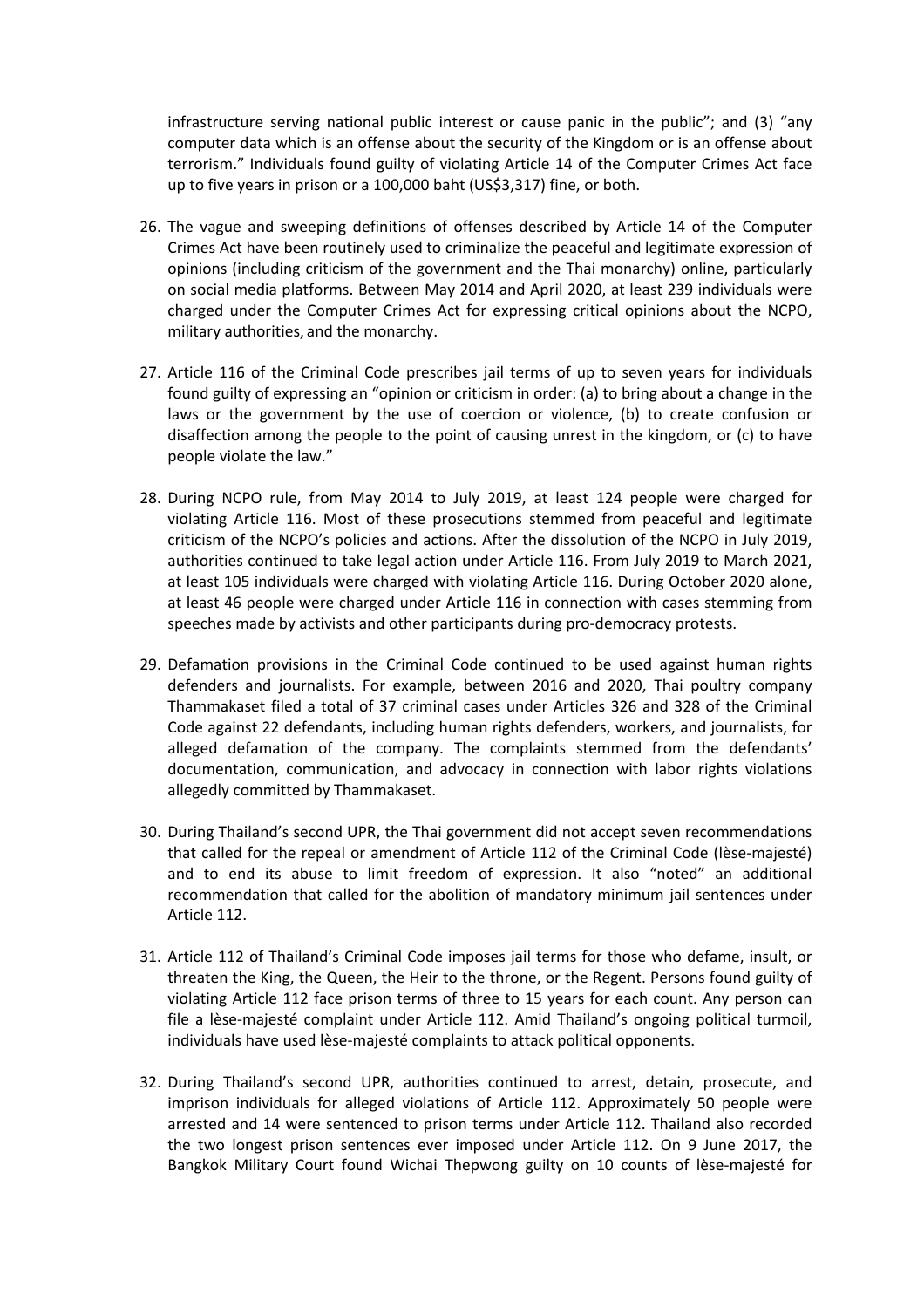infrastructure serving national public interest or cause panic in the public"; and (3) "any computer data which is an offense about the security of the Kingdom or is an offense about terrorism." Individuals found guilty of violating Article 14 of the Computer Crimes Act face up to five years in prison or a 100,000 baht (US$3,317) fine, or both.

26. The vague and sweeping definitions of offenses described by Article 14 of the Computer Crimes Act have been routinely used to criminalize the peaceful and legitimate expression of opinions (including criticism of the government and the Thai monarchy) online, particularly on social media platforms. Between May 2014 and April 2020, at least 239 individuals were charged under the Computer Crimes Act for expressing critical opinions about the NCPO, military authorities, and the monarchy.

27. Article 116 of the Criminal Code prescribes jail terms of up to seven years for individuals found guilty of expressing an "opinion or criticism in order: (a) to bring about a change in the laws or the government by the use of coercion or violence, (b) to create confusion or disaffection among the people to the point of causing unrest in the kingdom, or (c) to have people violate the law."

28. During NCPO rule, from May 2014 to July 2019, at least 124 people were charged for violating Article 116. Most of these prosecutions stemmed from peaceful and legitimate criticism of the NCPO's policies and actions. After the dissolution of the NCPO in July 2019, authorities continued to take legal action under Article 116. From July 2019 to March 2021, at least 105 individuals were charged with violating Article 116. During October 2020 alone, at least 46 people were charged under Article 116 in connection with cases stemming from speeches made by activists and other participants during pro-democracy protests.

29. Defamation provisions in the Criminal Code continued to be used against human rights defenders and journalists. For example, between 2016 and 2020, Thai poultry company Thammakaset filed a total of 37 criminal cases under Articles 326 and 328 of the Criminal Code against 22 defendants, including human rights defenders, workers, and journalists, for alleged defamation of the company. The complaints stemmed from the defendants' documentation, communication, and advocacy in connection with labor rights violations allegedly committed by Thammakaset.

30. During Thailand's second UPR, the Thai government did not accept seven recommendations that called for the repeal or amendment of Article 112 of the Criminal Code (lèse-majesté) and to end its abuse to limit freedom of expression. It also "noted" an additional recommendation that called for the abolition of mandatory minimum jail sentences under Article 112.

31. Article 112 of Thailand's Criminal Code imposes jail terms for those who defame, insult, or threaten the King, the Queen, the Heir to the throne, or the Regent. Persons found guilty of violating Article 112 face prison terms of three to 15 years for each count. Any person can file a lèse-majesté complaint under Article 112. Amid Thailand's ongoing political turmoil, individuals have used lèse-majesté complaints to attack political opponents.

32. During Thailand's second UPR, authorities continued to arrest, detain, prosecute, and imprison individuals for alleged violations of Article 112. Approximately 50 people were arrested and 14 were sentenced to prison terms under Article 112. Thailand also recorded the two longest prison sentences ever imposed under Article 112. On 9 June 2017, the Bangkok Military Court found Wichai Thepwong guilty on 10 counts of lèse-majesté for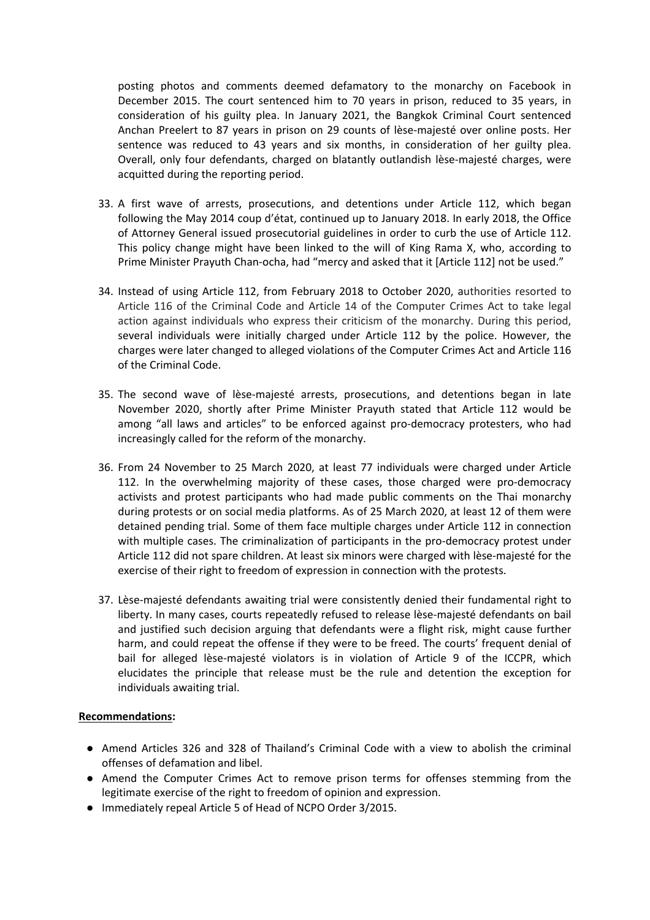posting photos and comments deemed defamatory to the monarchy on Facebook in December 2015. The court sentenced him to 70 years in prison, reduced to 35 years, in consideration of his guilty plea. In January 2021, the Bangkok Criminal Court sentenced Anchan Preelert to 87 years in prison on 29 counts of lèse-majesté over online posts. Her sentence was reduced to 43 years and six months, in consideration of her guilty plea. Overall, only four defendants, charged on blatantly outlandish lèse-majesté charges, were acquitted during the reporting period.

33. A first wave of arrests, prosecutions, and detentions under Article 112, which began following the May 2014 coup d'état, continued up to January 2018. In early 2018, the Office of Attorney General issued prosecutorial guidelines in order to curb the use of Article 112. This policy change might have been linked to the will of King Rama X, who, according to Prime Minister Prayuth Chan-ocha, had "mercy and asked that it [Article 112] not be used."

34. Instead of using Article 112, from February 2018 to October 2020, authorities resorted to Article 116 of the Criminal Code and Article 14 of the Computer Crimes Act to take legal action against individuals who express their criticism of the monarchy. During this period, several individuals were initially charged under Article 112 by the police. However, the charges were later changed to alleged violations of the Computer Crimes Act and Article 116 of the Criminal Code.

35. The second wave of lèse-majesté arrests, prosecutions, and detentions began in late November 2020, shortly after Prime Minister Prayuth stated that Article 112 would be among "all laws and articles" to be enforced against pro-democracy protesters, who had increasingly called for the reform of the monarchy.

36. From 24 November to 25 March 2020, at least 77 individuals were charged under Article 112. In the overwhelming majority of these cases, those charged were pro-democracy activists and protest participants who had made public comments on the Thai monarchy during protests or on social media platforms. As of 25 March 2020, at least 12 of them were detained pending trial. Some of them face multiple charges under Article 112 in connection with multiple cases. The criminalization of participants in the pro-democracy protest under Article 112 did not spare children. At least six minors were charged with lèse-majesté for the exercise of their right to freedom of expression in connection with the protests.

37. Lèse-majesté defendants awaiting trial were consistently denied their fundamental right to liberty. In many cases, courts repeatedly refused to release lèse-majesté defendants on bail and justified such decision arguing that defendants were a flight risk, might cause further harm, and could repeat the offense if they were to be freed. The courts' frequent denial of bail for alleged lèse-majesté violators is in violation of Article 9 of the ICCPR, which elucidates the principle that release must be the rule and detention the exception for individuals awaiting trial.

**Recommendations:**

- Amend Articles 326 and 328 of Thailand's Criminal Code with a view to abolish the criminal offenses of defamation and libel.
- Amend the Computer Crimes Act to remove prison terms for offenses stemming from the legitimate exercise of the right to freedom of opinion and expression.
- Immediately repeal Article 5 of Head of NCPO Order 3/2015.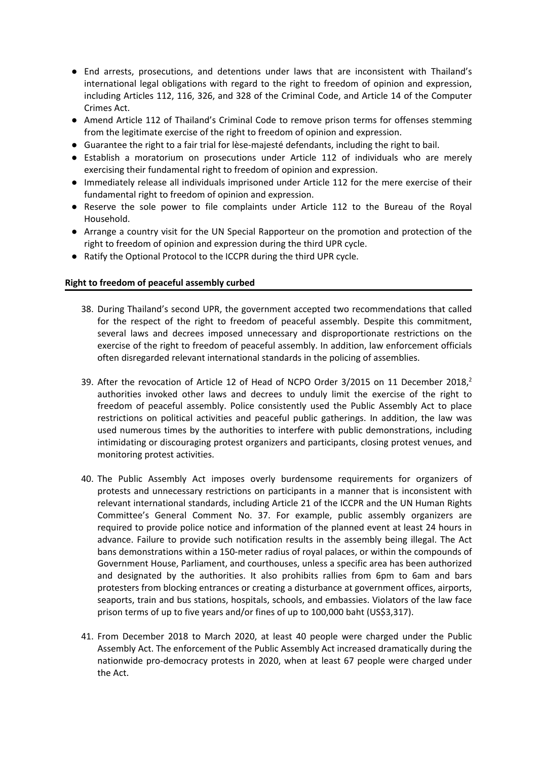- End arrests, prosecutions, and detentions under laws that are inconsistent with Thailand's international legal obligations with regard to the right to freedom of opinion and expression, including Articles 112, 116, 326, and 328 of the Criminal Code, and Article 14 of the Computer Crimes Act.
- Amend Article 112 of Thailand's Criminal Code to remove prison terms for offenses stemming from the legitimate exercise of the right to freedom of opinion and expression.
- Guarantee the right to a fair trial for lèse-majesté defendants, including the right to bail.
- Establish a moratorium on prosecutions under Article 112 of individuals who are merely exercising their fundamental right to freedom of opinion and expression.
- Immediately release all individuals imprisoned under Article 112 for the mere exercise of their fundamental right to freedom of opinion and expression.
- Reserve the sole power to file complaints under Article 112 to the Bureau of the Royal Household.
- Arrange a country visit for the UN Special Rapporteur on the promotion and protection of the right to freedom of opinion and expression during the third UPR cycle.
- Ratify the Optional Protocol to the ICCPR during the third UPR cycle.

**Right to freedom of peaceful assembly curbed**

38. During Thailand's second UPR, the government accepted two recommendations that called for the respect of the right to freedom of peaceful assembly. Despite this commitment, several laws and decrees imposed unnecessary and disproportionate restrictions on the exercise of the right to freedom of peaceful assembly. In addition, law enforcement officials often disregarded relevant international standards in the policing of assemblies.

39. After the revocation of Article 12 of Head of NCPO Order 3/2015 on 11 December 2018,[2] authorities invoked other laws and decrees to unduly limit the exercise of the right to freedom of peaceful assembly. Police consistently used the Public Assembly Act to place restrictions on political activities and peaceful public gatherings. In addition, the law was used numerous times by the authorities to interfere with public demonstrations, including intimidating or discouraging protest organizers and participants, closing protest venues, and monitoring protest activities.

40. The Public Assembly Act imposes overly burdensome requirements for organizers of protests and unnecessary restrictions on participants in a manner that is inconsistent with relevant international standards, including Article 21 of the ICCPR and the UN Human Rights Committee's General Comment No. 37. For example, public assembly organizers are required to provide police notice and information of the planned event at least 24 hours in advance. Failure to provide such notification results in the assembly being illegal. The Act bans demonstrations within a 150-meter radius of royal palaces, or within the compounds of Government House, Parliament, and courthouses, unless a specific area has been authorized and designated by the authorities. It also prohibits rallies from 6pm to 6am and bars protesters from blocking entrances or creating a disturbance at government offices, airports, seaports, train and bus stations, hospitals, schools, and embassies. Violators of the law face prison terms of up to five years and/or fines of up to 100,000 baht (US$3,317).

41. From December 2018 to March 2020, at least 40 people were charged under the Public Assembly Act. The enforcement of the Public Assembly Act increased dramatically during the nationwide pro-democracy protests in 2020, when at least 67 people were charged under the Act.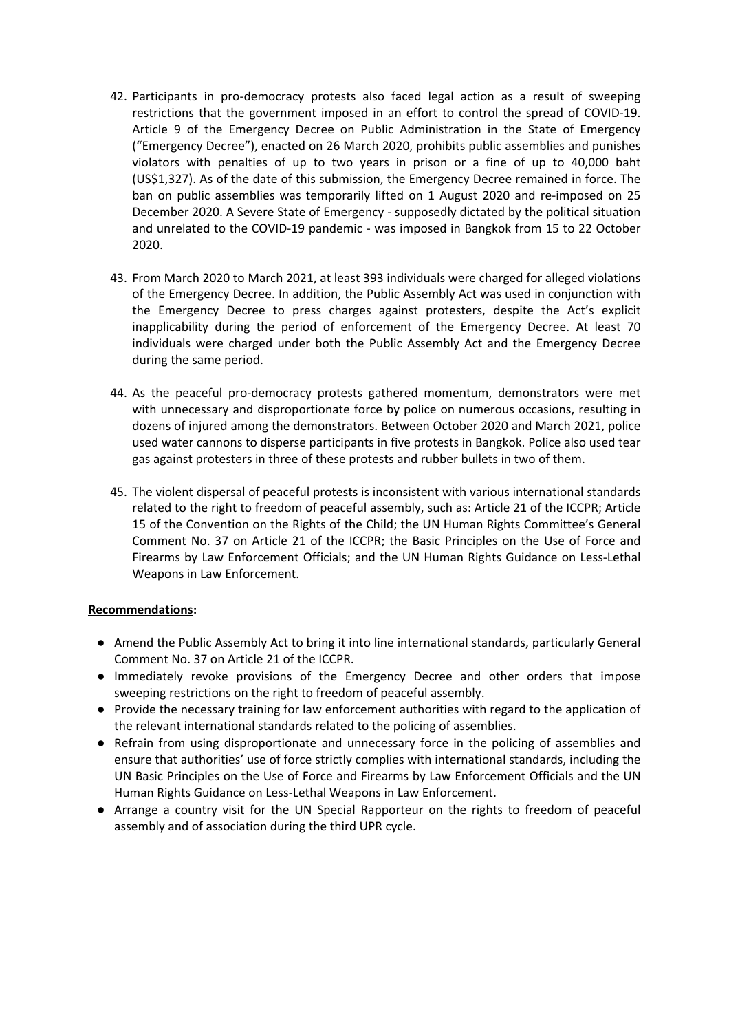42. Participants in pro-democracy protests also faced legal action as a result of sweeping restrictions that the government imposed in an effort to control the spread of COVID-19. Article 9 of the Emergency Decree on Public Administration in the State of Emergency ("Emergency Decree"), enacted on 26 March 2020, prohibits public assemblies and punishes violators with penalties of up to two years in prison or a fine of up to 40,000 baht (US$1,327). As of the date of this submission, the Emergency Decree remained in force. The ban on public assemblies was temporarily lifted on 1 August 2020 and re-imposed on 25 December 2020. A Severe State of Emergency - supposedly dictated by the political situation and unrelated to the COVID-19 pandemic - was imposed in Bangkok from 15 to 22 October 2020.

43. From March 2020 to March 2021, at least 393 individuals were charged for alleged violations of the Emergency Decree. In addition, the Public Assembly Act was used in conjunction with the Emergency Decree to press charges against protesters, despite the Act's explicit inapplicability during the period of enforcement of the Emergency Decree. At least 70 individuals were charged under both the Public Assembly Act and the Emergency Decree during the same period.

44. As the peaceful pro-democracy protests gathered momentum, demonstrators were met with unnecessary and disproportionate force by police on numerous occasions, resulting in dozens of injured among the demonstrators. Between October 2020 and March 2021, police used water cannons to disperse participants in five protests in Bangkok. Police also used tear gas against protesters in three of these protests and rubber bullets in two of them.

45. The violent dispersal of peaceful protests is inconsistent with various international standards related to the right to freedom of peaceful assembly, such as: Article 21 of the ICCPR; Article 15 of the Convention on the Rights of the Child; the UN Human Rights Committee's General Comment No. 37 on Article 21 of the ICCPR; the Basic Principles on the Use of Force and Firearms by Law Enforcement Officials; and the UN Human Rights Guidance on Less-Lethal Weapons in Law Enforcement.

**Recommendations:**

- Amend the Public Assembly Act to bring it into line international standards, particularly General Comment No. 37 on Article 21 of the ICCPR.
- Immediately revoke provisions of the Emergency Decree and other orders that impose sweeping restrictions on the right to freedom of peaceful assembly.
- Provide the necessary training for law enforcement authorities with regard to the application of the relevant international standards related to the policing of assemblies.
- Refrain from using disproportionate and unnecessary force in the policing of assemblies and ensure that authorities' use of force strictly complies with international standards, including the UN Basic Principles on the Use of Force and Firearms by Law Enforcement Officials and the UN Human Rights Guidance on Less-Lethal Weapons in Law Enforcement.
- Arrange a country visit for the UN Special Rapporteur on the rights to freedom of peaceful assembly and of association during the third UPR cycle.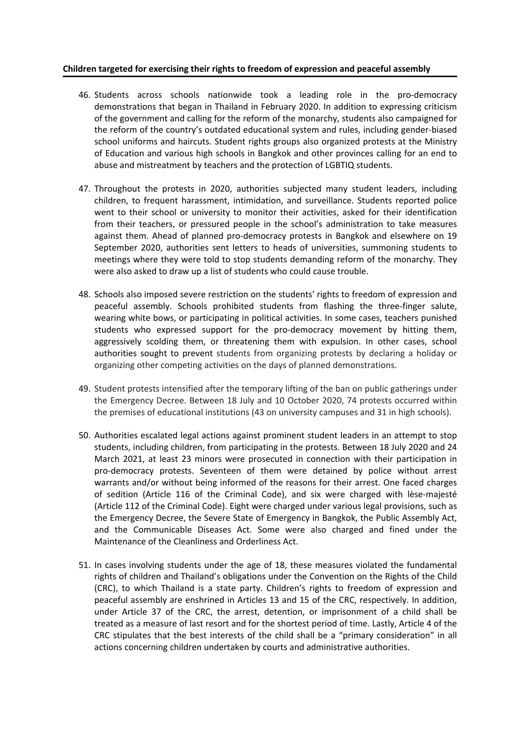**Children targeted for exercising their rights to freedom of expression and peaceful assembly**

46. Students across schools nationwide took a leading role in the pro-democracy demonstrations that began in Thailand in February 2020. In addition to expressing criticism of the government and calling for the reform of the monarchy, students also campaigned for the reform of the country's outdated educational system and rules, including gender-biased school uniforms and haircuts. Student rights groups also organized protests at the Ministry of Education and various high schools in Bangkok and other provinces calling for an end to abuse and mistreatment by teachers and the protection of LGBTIQ students.

47. Throughout the protests in 2020, authorities subjected many student leaders, including children, to frequent harassment, intimidation, and surveillance. Students reported police went to their school or university to monitor their activities, asked for their identification from their teachers, or pressured people in the school's administration to take measures against them. Ahead of planned pro-democracy protests in Bangkok and elsewhere on 19 September 2020, authorities sent letters to heads of universities, summoning students to meetings where they were told to stop students demanding reform of the monarchy. They were also asked to draw up a list of students who could cause trouble.

48. Schools also imposed severe restriction on the students' rights to freedom of expression and peaceful assembly. Schools prohibited students from flashing the three-finger salute, wearing white bows, or participating in political activities. In some cases, teachers punished students who expressed support for the pro-democracy movement by hitting them, aggressively scolding them, or threatening them with expulsion. In other cases, school authorities sought to prevent students from organizing protests by declaring a holiday or organizing other competing activities on the days of planned demonstrations.

49. Student protests intensified after the temporary lifting of the ban on public gatherings under the Emergency Decree. Between 18 July and 10 October 2020, 74 protests occurred within the premises of educational institutions (43 on university campuses and 31 in high schools).

50. Authorities escalated legal actions against prominent student leaders in an attempt to stop students, including children, from participating in the protests. Between 18 July 2020 and 24 March 2021, at least 23 minors were prosecuted in connection with their participation in pro-democracy protests. Seventeen of them were detained by police without arrest warrants and/or without being informed of the reasons for their arrest. One faced charges of sedition (Article 116 of the Criminal Code), and six were charged with lèse-majesté (Article 112 of the Criminal Code). Eight were charged under various legal provisions, such as the Emergency Decree, the Severe State of Emergency in Bangkok, the Public Assembly Act, and the Communicable Diseases Act. Some were also charged and fined under the Maintenance of the Cleanliness and Orderliness Act.

51. In cases involving students under the age of 18, these measures violated the fundamental rights of children and Thailand's obligations under the Convention on the Rights of the Child (CRC), to which Thailand is a state party. Children's rights to freedom of expression and peaceful assembly are enshrined in Articles 13 and 15 of the CRC, respectively. In addition, under Article 37 of the CRC, the arrest, detention, or imprisonment of a child shall be treated as a measure of last resort and for the shortest period of time. Lastly, Article 4 of the CRC stipulates that the best interests of the child shall be a "primary consideration" in all actions concerning children undertaken by courts and administrative authorities.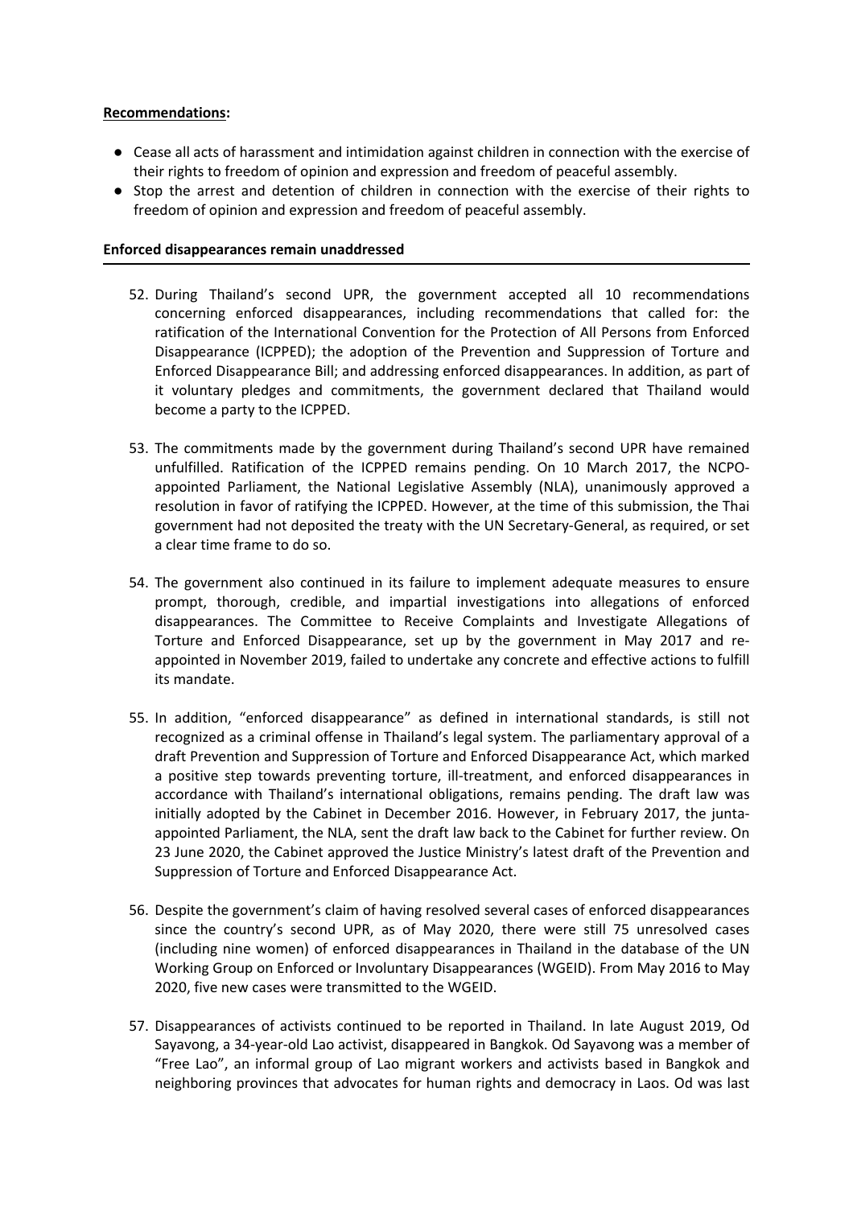**Recommendations:**

- Cease all acts of harassment and intimidation against children in connection with the exercise of their rights to freedom of opinion and expression and freedom of peaceful assembly.
- Stop the arrest and detention of children in connection with the exercise of their rights to freedom of opinion and expression and freedom of peaceful assembly.

**Enforced disappearances remain unaddressed**

52. During Thailand's second UPR, the government accepted all 10 recommendations concerning enforced disappearances, including recommendations that called for: the ratification of the International Convention for the Protection of All Persons from Enforced Disappearance (ICPPED); the adoption of the Prevention and Suppression of Torture and Enforced Disappearance Bill; and addressing enforced disappearances. In addition, as part of it voluntary pledges and commitments, the government declared that Thailand would become a party to the ICPPED.

53. The commitments made by the government during Thailand's second UPR have remained unfulfilled. Ratification of the ICPPED remains pending. On 10 March 2017, the NCPO-appointed Parliament, the National Legislative Assembly (NLA), unanimously approved a resolution in favor of ratifying the ICPPED. However, at the time of this submission, the Thai government had not deposited the treaty with the UN Secretary-General, as required, or set a clear time frame to do so.

54. The government also continued in its failure to implement adequate measures to ensure prompt, thorough, credible, and impartial investigations into allegations of enforced disappearances. The Committee to Receive Complaints and Investigate Allegations of Torture and Enforced Disappearance, set up by the government in May 2017 and re-appointed in November 2019, failed to undertake any concrete and effective actions to fulfill its mandate.

55. In addition, "enforced disappearance" as defined in international standards, is still not recognized as a criminal offense in Thailand's legal system. The parliamentary approval of a draft Prevention and Suppression of Torture and Enforced Disappearance Act, which marked a positive step towards preventing torture, ill-treatment, and enforced disappearances in accordance with Thailand's international obligations, remains pending. The draft law was initially adopted by the Cabinet in December 2016. However, in February 2017, the junta-appointed Parliament, the NLA, sent the draft law back to the Cabinet for further review. On 23 June 2020, the Cabinet approved the Justice Ministry's latest draft of the Prevention and Suppression of Torture and Enforced Disappearance Act.

56. Despite the government's claim of having resolved several cases of enforced disappearances since the country's second UPR, as of May 2020, there were still 75 unresolved cases (including nine women) of enforced disappearances in Thailand in the database of the UN Working Group on Enforced or Involuntary Disappearances (WGEID). From May 2016 to May 2020, five new cases were transmitted to the WGEID.

57. Disappearances of activists continued to be reported in Thailand. In late August 2019, Od Sayavong, a 34-year-old Lao activist, disappeared in Bangkok. Od Sayavong was a member of "Free Lao", an informal group of Lao migrant workers and activists based in Bangkok and neighboring provinces that advocates for human rights and democracy in Laos. Od was last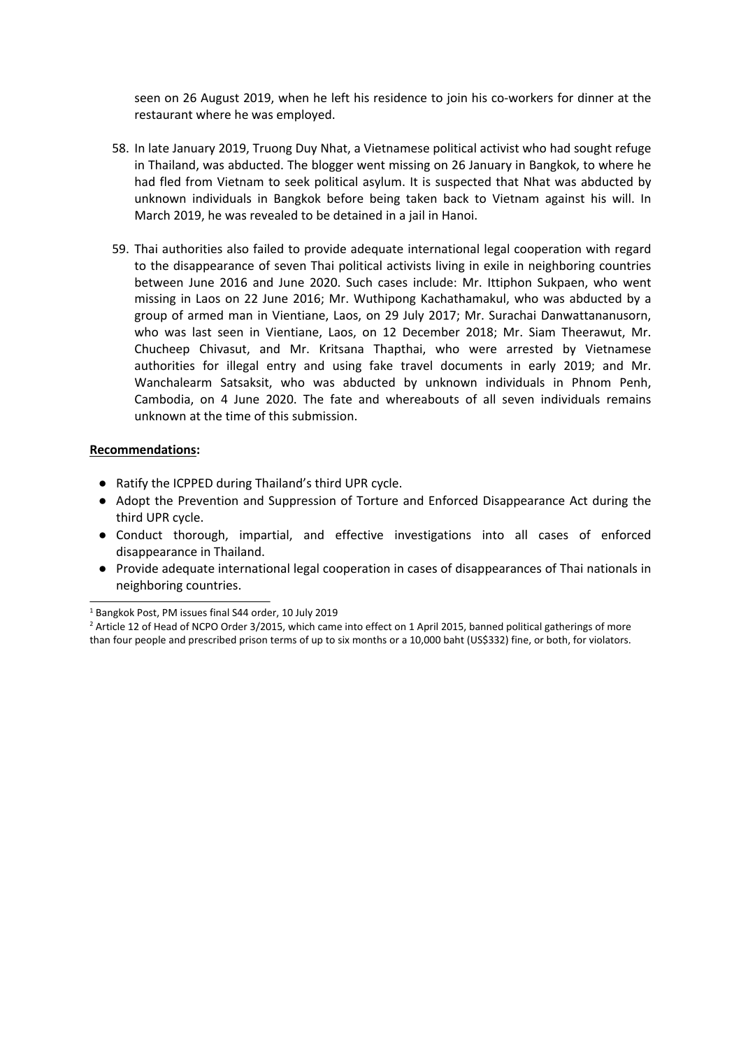seen on 26 August 2019, when he left his residence to join his co-workers for dinner at the restaurant where he was employed.

58. In late January 2019, Truong Duy Nhat, a Vietnamese political activist who had sought refuge in Thailand, was abducted. The blogger went missing on 26 January in Bangkok, to where he had fled from Vietnam to seek political asylum. It is suspected that Nhat was abducted by unknown individuals in Bangkok before being taken back to Vietnam against his will. In March 2019, he was revealed to be detained in a jail in Hanoi.

59. Thai authorities also failed to provide adequate international legal cooperation with regard to the disappearance of seven Thai political activists living in exile in neighboring countries between June 2016 and June 2020. Such cases include: Mr. Ittiphon Sukpaen, who went missing in Laos on 22 June 2016; Mr. Wuthipong Kachathamakul, who was abducted by a group of armed man in Vientiane, Laos, on 29 July 2017; Mr. Surachai Danwattananusorn, who was last seen in Vientiane, Laos, on 12 December 2018; Mr. Siam Theerawut, Mr. Chucheep Chivasut, and Mr. Kritsana Thapthai, who were arrested by Vietnamese authorities for illegal entry and using fake travel documents in early 2019; and Mr. Wanchalearm Satsaksit, who was abducted by unknown individuals in Phnom Penh, Cambodia, on 4 June 2020. The fate and whereabouts of all seven individuals remains unknown at the time of this submission.

**Recommendations:**

- Ratify the ICPPED during Thailand's third UPR cycle.
- Adopt the Prevention and Suppression of Torture and Enforced Disappearance Act during the third UPR cycle.
- Conduct thorough, impartial, and effective investigations into all cases of enforced disappearance in Thailand.
- Provide adequate international legal cooperation in cases of disappearances of Thai nationals in neighboring countries.

[1] Bangkok Post, PM issues final S44 order, 10 July 2019

[2] Article 12 of Head of NCPO Order 3/2015, which came into effect on 1 April 2015, banned political gatherings of more than four people and prescribed prison terms of up to six months or a 10,000 baht (US$332) fine, or both, for violators.